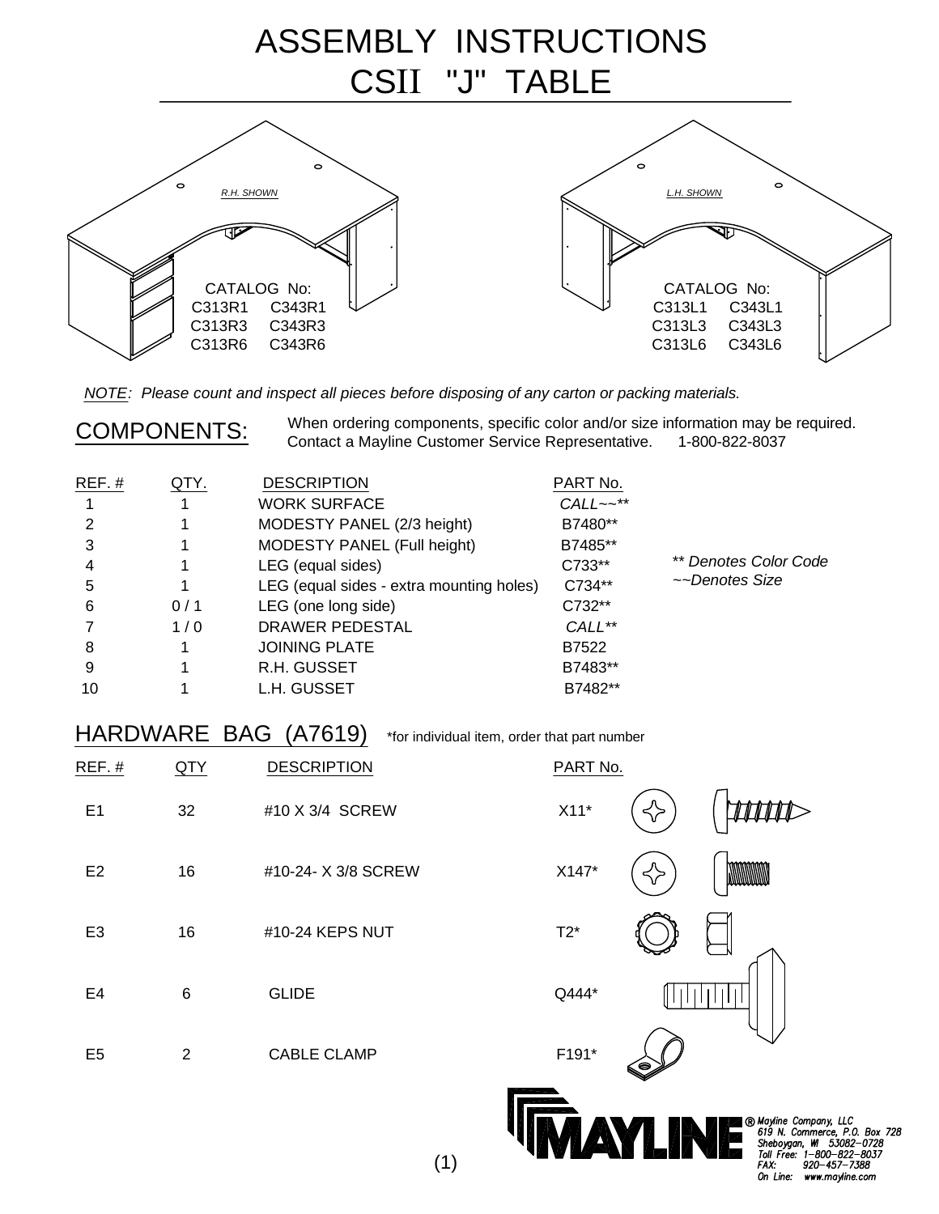# ASSEMBLY INSTRUCTIONS
# CSII "J" TABLE

R.H. SHOWN

CATALOG No:
C313R1 C343R1
C313R3 C343R3
C313R6 C343R6

L.H. SHOWN

CATALOG No:
C313L1 C343L1
C313L3 C343L3
C313L6 C343L6

*NOTE: Please count and inspect all pieces before disposing of any carton or packing materials.*

## COMPONENTS:

When ordering components, specific color and/or size information may be required. Contact a Mayline Customer Service Representative. 1-800-822-8037

| REF. # | QTY. | DESCRIPTION | PART No. |
|---|---|---|---|
| 1 | 1 | WORK SURFACE | *CALL~~\*\** |
| 2 | 1 | MODESTY PANEL (2/3 height) | B7480** |
| 3 | 1 | MODESTY PANEL (Full height) | B7485** |
| 4 | 1 | LEG (equal sides) | C733** |
| 5 | 1 | LEG (equal sides - extra mounting holes) | C734** |
| 6 | 0 / 1 | LEG (one long side) | C732** |
| 7 | 1 / 0 | DRAWER PEDESTAL | *CALL\*\** |
| 8 | 1 | JOINING PLATE | B7522 |
| 9 | 1 | R.H. GUSSET | B7483** |
| 10 | 1 | L.H. GUSSET | B7482** |

*** Denotes Color Code*
*~~Denotes Size*

## HARDWARE BAG (A7619)

*for individual item, order that part number

| REF. # | QTY | DESCRIPTION | PART No. |
|---|---|---|---|
| E1 | 32 | #10 X 3/4 SCREW | X11* |
| E2 | 16 | #10-24- X 3/8 SCREW | X147* |
| E3 | 16 | #10-24 KEPS NUT | T2* |
| E4 | 6 | GLIDE | Q444* |
| E5 | 2 | CABLE CLAMP | F191* |

MAYLINE® Mayline Company, LLC
619 N. Commerce, P.O. Box 728
Sheboygan, WI 53082-0728
Toll Free: 1-800-822-8037
FAX: 920-457-7388
On Line: www.mayline.com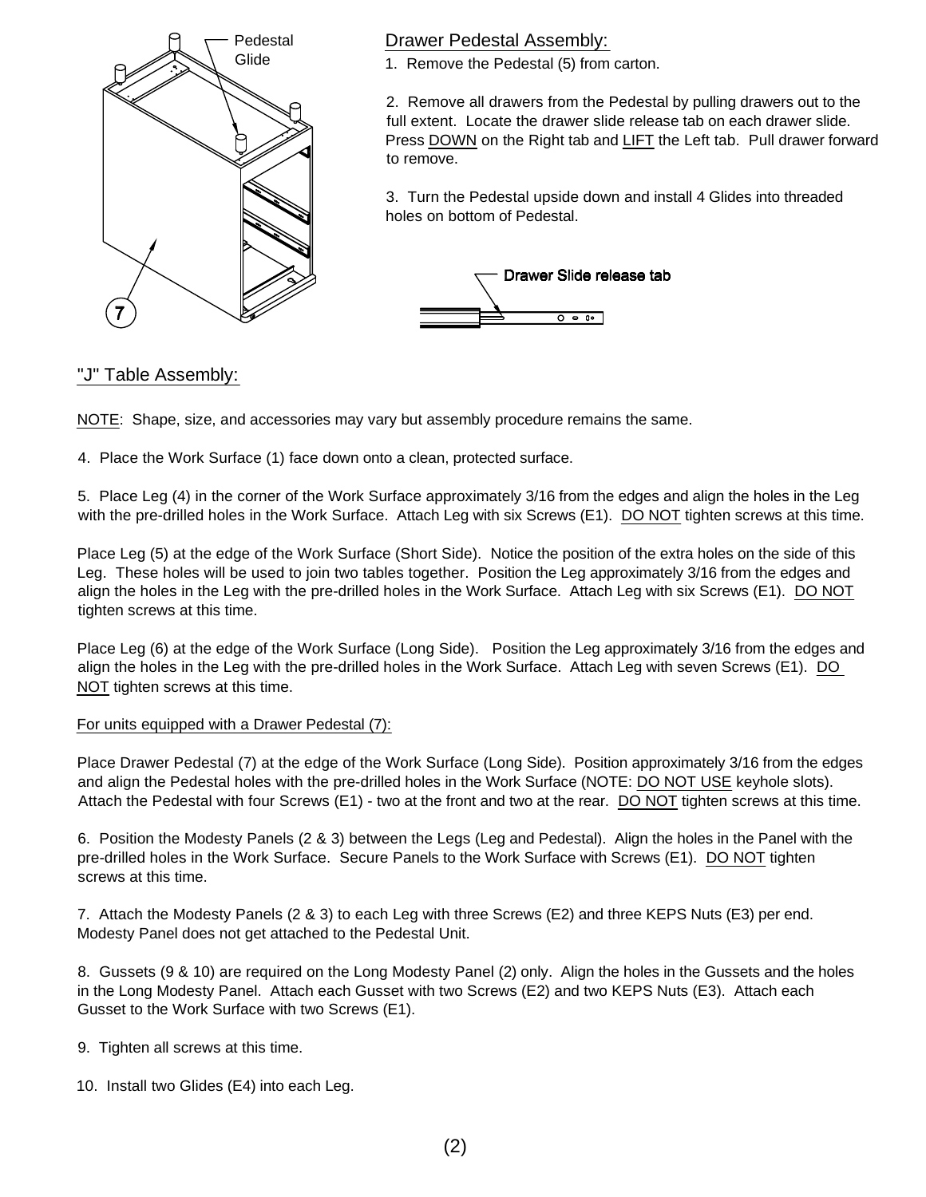## Drawer Pedestal Assembly:

1. Remove the Pedestal (5) from carton.

2. Remove all drawers from the Pedestal by pulling drawers out to the full extent. Locate the drawer slide release tab on each drawer slide. Press DOWN on the Right tab and LIFT the Left tab. Pull drawer forward to remove.

3. Turn the Pedestal upside down and install 4 Glides into threaded holes on bottom of Pedestal.

## "J" Table Assembly:

NOTE: Shape, size, and accessories may vary but assembly procedure remains the same.

4. Place the Work Surface (1) face down onto a clean, protected surface.

5. Place Leg (4) in the corner of the Work Surface approximately 3/16 from the edges and align the holes in the Leg with the pre-drilled holes in the Work Surface. Attach Leg with six Screws (E1). DO NOT tighten screws at this time.

Place Leg (5) at the edge of the Work Surface (Short Side). Notice the position of the extra holes on the side of this Leg. These holes will be used to join two tables together. Position the Leg approximately 3/16 from the edges and align the holes in the Leg with the pre-drilled holes in the Work Surface. Attach Leg with six Screws (E1). DO NOT tighten screws at this time.

Place Leg (6) at the edge of the Work Surface (Long Side). Position the Leg approximately 3/16 from the edges and align the holes in the Leg with the pre-drilled holes in the Work Surface. Attach Leg with seven Screws (E1). DO NOT tighten screws at this time.

For units equipped with a Drawer Pedestal (7):

Place Drawer Pedestal (7) at the edge of the Work Surface (Long Side). Position approximately 3/16 from the edges and align the Pedestal holes with the pre-drilled holes in the Work Surface (NOTE: DO NOT USE keyhole slots). Attach the Pedestal with four Screws (E1) - two at the front and two at the rear. DO NOT tighten screws at this time.

6. Position the Modesty Panels (2 & 3) between the Legs (Leg and Pedestal). Align the holes in the Panel with the pre-drilled holes in the Work Surface. Secure Panels to the Work Surface with Screws (E1). DO NOT tighten screws at this time.

7. Attach the Modesty Panels (2 & 3) to each Leg with three Screws (E2) and three KEPS Nuts (E3) per end. Modesty Panel does not get attached to the Pedestal Unit.

8. Gussets (9 & 10) are required on the Long Modesty Panel (2) only. Align the holes in the Gussets and the holes in the Long Modesty Panel. Attach each Gusset with two Screws (E2) and two KEPS Nuts (E3). Attach each Gusset to the Work Surface with two Screws (E1).

9. Tighten all screws at this time.

10. Install two Glides (E4) into each Leg.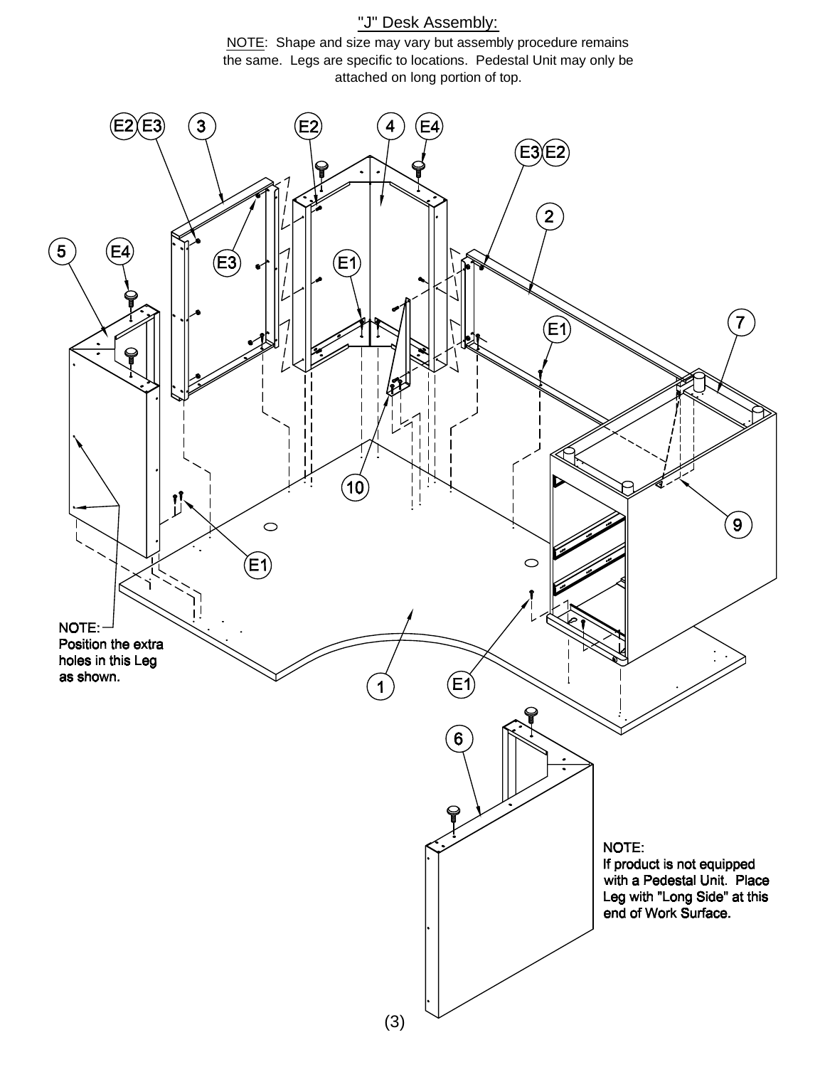# "J" Desk Assembly:

NOTE: Shape and size may vary but assembly procedure remains the same. Legs are specific to locations. Pedestal Unit may only be attached on long portion of top.

NOTE:
Position the extra holes in this Leg as shown.

NOTE:
If product is not equipped with a Pedestal Unit. Place Leg with "Long Side" at this end of Work Surface.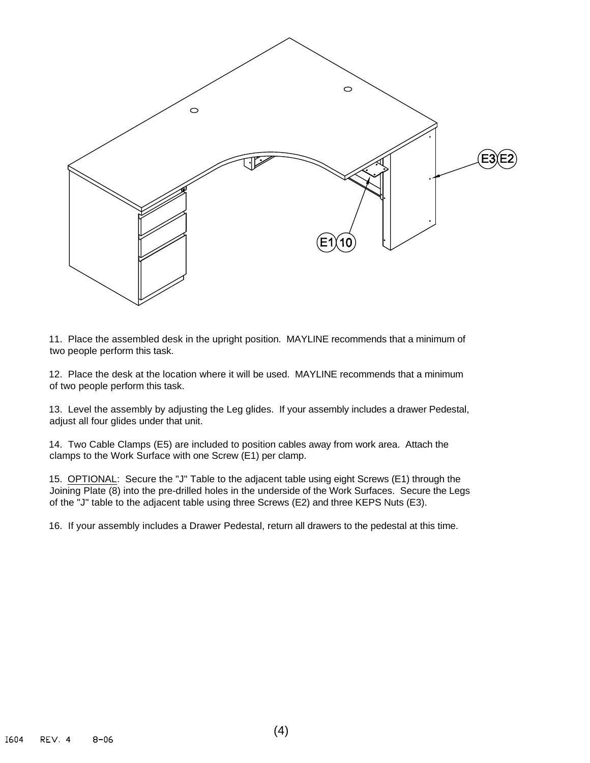E3 E2

E1 10

11. Place the assembled desk in the upright position. MAYLINE recommends that a minimum of two people perform this task.

12. Place the desk at the location where it will be used. MAYLINE recommends that a minimum of two people perform this task.

13. Level the assembly by adjusting the Leg glides. If your assembly includes a drawer Pedestal, adjust all four glides under that unit.

14. Two Cable Clamps (E5) are included to position cables away from work area. Attach the clamps to the Work Surface with one Screw (E1) per clamp.

15. OPTIONAL: Secure the "J" Table to the adjacent table using eight Screws (E1) through the Joining Plate (8) into the pre-drilled holes in the underside of the Work Surfaces. Secure the Legs of the "J" table to the adjacent table using three Screws (E2) and three KEPS Nuts (E3).

16. If your assembly includes a Drawer Pedestal, return all drawers to the pedestal at this time.

I604 REV. 4 8-06